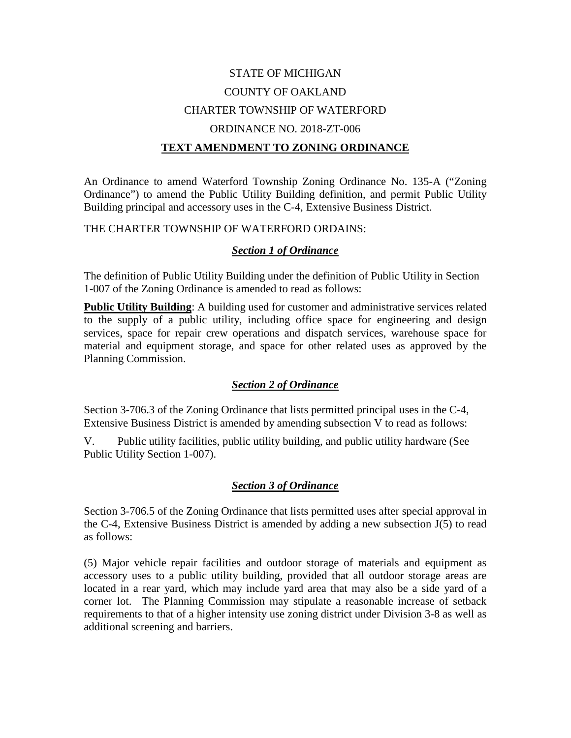STATE OF MICHIGAN

COUNTY OF OAKLAND

CHARTER TOWNSHIP OF WATERFORD

ORDINANCE NO. 2018-ZT-006

# TEXT AMENDMENT TO ZONING ORDINANCE

An Ordinance to amend Waterford Township Zoning Ordinance No. 135-A ("Zoning Ordinance") to amend the Public Utility Building definition, and permit Public Utility Building principal and accessory uses in the C-4, Extensive Business District.

THE CHARTER TOWNSHIP OF WATERFORD ORDAINS:

## *Section 1 of Ordinance*

The definition of Public Utility Building under the definition of Public Utility in Section 1-007 of the Zoning Ordinance is amended to read as follows:

**Public Utility Building**: A building used for customer and administrative services related to the supply of a public utility, including office space for engineering and design services, space for repair crew operations and dispatch services, warehouse space for material and equipment storage, and space for other related uses as approved by the Planning Commission.

## *Section 2 of Ordinance*

Section 3-706.3 of the Zoning Ordinance that lists permitted principal uses in the C-4, Extensive Business District is amended by amending subsection V to read as follows:

V. Public utility facilities, public utility building, and public utility hardware (See Public Utility Section 1-007).

## *Section 3 of Ordinance*

Section 3-706.5 of the Zoning Ordinance that lists permitted uses after special approval in the C-4, Extensive Business District is amended by adding a new subsection J(5) to read as follows:

(5) Major vehicle repair facilities and outdoor storage of materials and equipment as accessory uses to a public utility building, provided that all outdoor storage areas are located in a rear yard, which may include yard area that may also be a side yard of a corner lot. The Planning Commission may stipulate a reasonable increase of setback requirements to that of a higher intensity use zoning district under Division 3-8 as well as additional screening and barriers.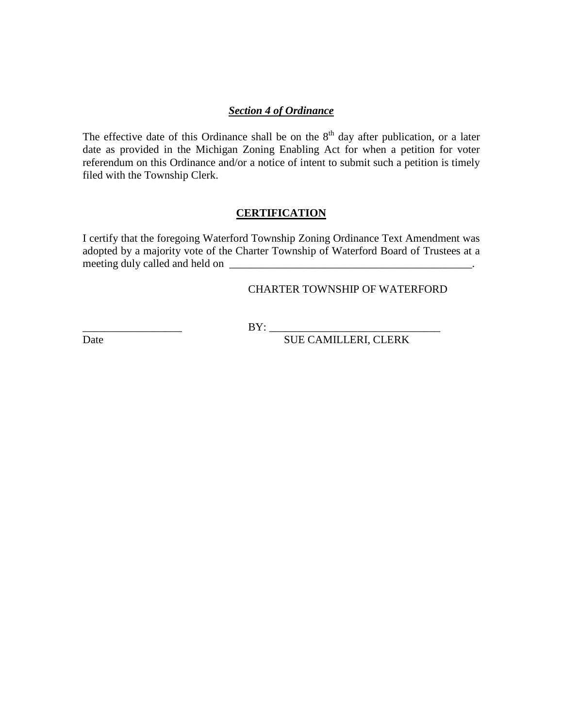***Section 4 of Ordinance***

The effective date of this Ordinance shall be on the 8th day after publication, or a later date as provided in the Michigan Zoning Enabling Act for when a petition for voter referendum on this Ordinance and/or a notice of intent to submit such a petition is timely filed with the Township Clerk.

**CERTIFICATION**

I certify that the foregoing Waterford Township Zoning Ordinance Text Amendment was adopted by a majority vote of the Charter Township of Waterford Board of Trustees at a meeting duly called and held on ______________________________________________.

CHARTER TOWNSHIP OF WATERFORD

__________________ BY: _______________________________

Date SUE CAMILLERI, CLERK